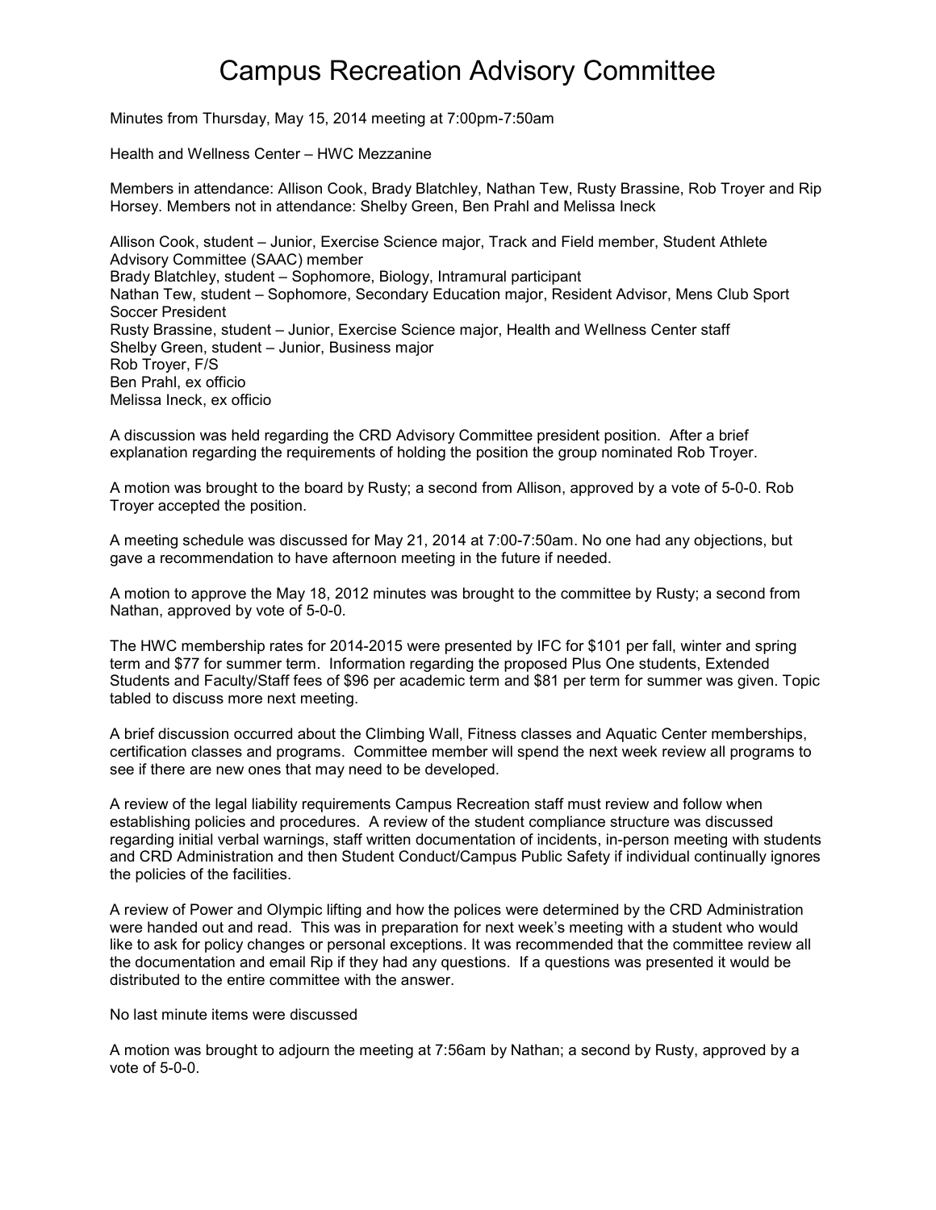# Campus Recreation Advisory Committee

Minutes from Thursday, May 15, 2014 meeting at 7:00pm-7:50am

Health and Wellness Center – HWC Mezzanine

Members in attendance: Allison Cook, Brady Blatchley, Nathan Tew, Rusty Brassine, Rob Troyer and Rip Horsey. Members not in attendance: Shelby Green, Ben Prahl and Melissa Ineck

Allison Cook, student – Junior, Exercise Science major, Track and Field member, Student Athlete Advisory Committee (SAAC) member
Brady Blatchley, student – Sophomore, Biology, Intramural participant
Nathan Tew, student – Sophomore, Secondary Education major, Resident Advisor, Mens Club Sport Soccer President
Rusty Brassine, student – Junior, Exercise Science major, Health and Wellness Center staff
Shelby Green, student – Junior, Business major
Rob Troyer, F/S
Ben Prahl, ex officio
Melissa Ineck, ex officio

A discussion was held regarding the CRD Advisory Committee president position. After a brief explanation regarding the requirements of holding the position the group nominated Rob Troyer.

A motion was brought to the board by Rusty; a second from Allison, approved by a vote of 5-0-0. Rob Troyer accepted the position.

A meeting schedule was discussed for May 21, 2014 at 7:00-7:50am. No one had any objections, but gave a recommendation to have afternoon meeting in the future if needed.

A motion to approve the May 18, 2012 minutes was brought to the committee by Rusty; a second from Nathan, approved by vote of 5-0-0.

The HWC membership rates for 2014-2015 were presented by IFC for $101 per fall, winter and spring term and $77 for summer term. Information regarding the proposed Plus One students, Extended Students and Faculty/Staff fees of $96 per academic term and $81 per term for summer was given. Topic tabled to discuss more next meeting.

A brief discussion occurred about the Climbing Wall, Fitness classes and Aquatic Center memberships, certification classes and programs. Committee member will spend the next week review all programs to see if there are new ones that may need to be developed.

A review of the legal liability requirements Campus Recreation staff must review and follow when establishing policies and procedures. A review of the student compliance structure was discussed regarding initial verbal warnings, staff written documentation of incidents, in-person meeting with students and CRD Administration and then Student Conduct/Campus Public Safety if individual continually ignores the policies of the facilities.

A review of Power and Olympic lifting and how the polices were determined by the CRD Administration were handed out and read. This was in preparation for next week's meeting with a student who would like to ask for policy changes or personal exceptions. It was recommended that the committee review all the documentation and email Rip if they had any questions. If a questions was presented it would be distributed to the entire committee with the answer.

No last minute items were discussed

A motion was brought to adjourn the meeting at 7:56am by Nathan; a second by Rusty, approved by a vote of 5-0-0.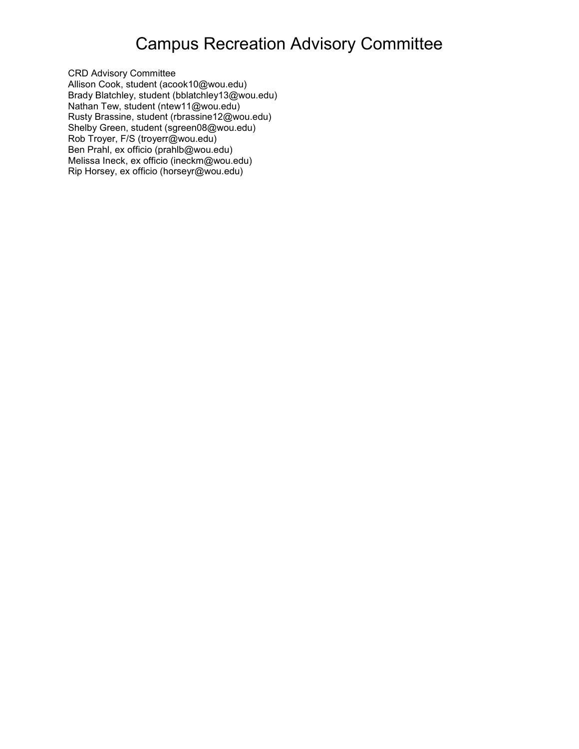# Campus Recreation Advisory Committee

CRD Advisory Committee
Allison Cook, student (acook10@wou.edu)
Brady Blatchley, student (bblatchley13@wou.edu)
Nathan Tew, student (ntew11@wou.edu)
Rusty Brassine, student (rbrassine12@wou.edu)
Shelby Green, student (sgreen08@wou.edu)
Rob Troyer, F/S (troyerr@wou.edu)
Ben Prahl, ex officio (prahlb@wou.edu)
Melissa Ineck, ex officio (ineckm@wou.edu)
Rip Horsey, ex officio (horseyr@wou.edu)